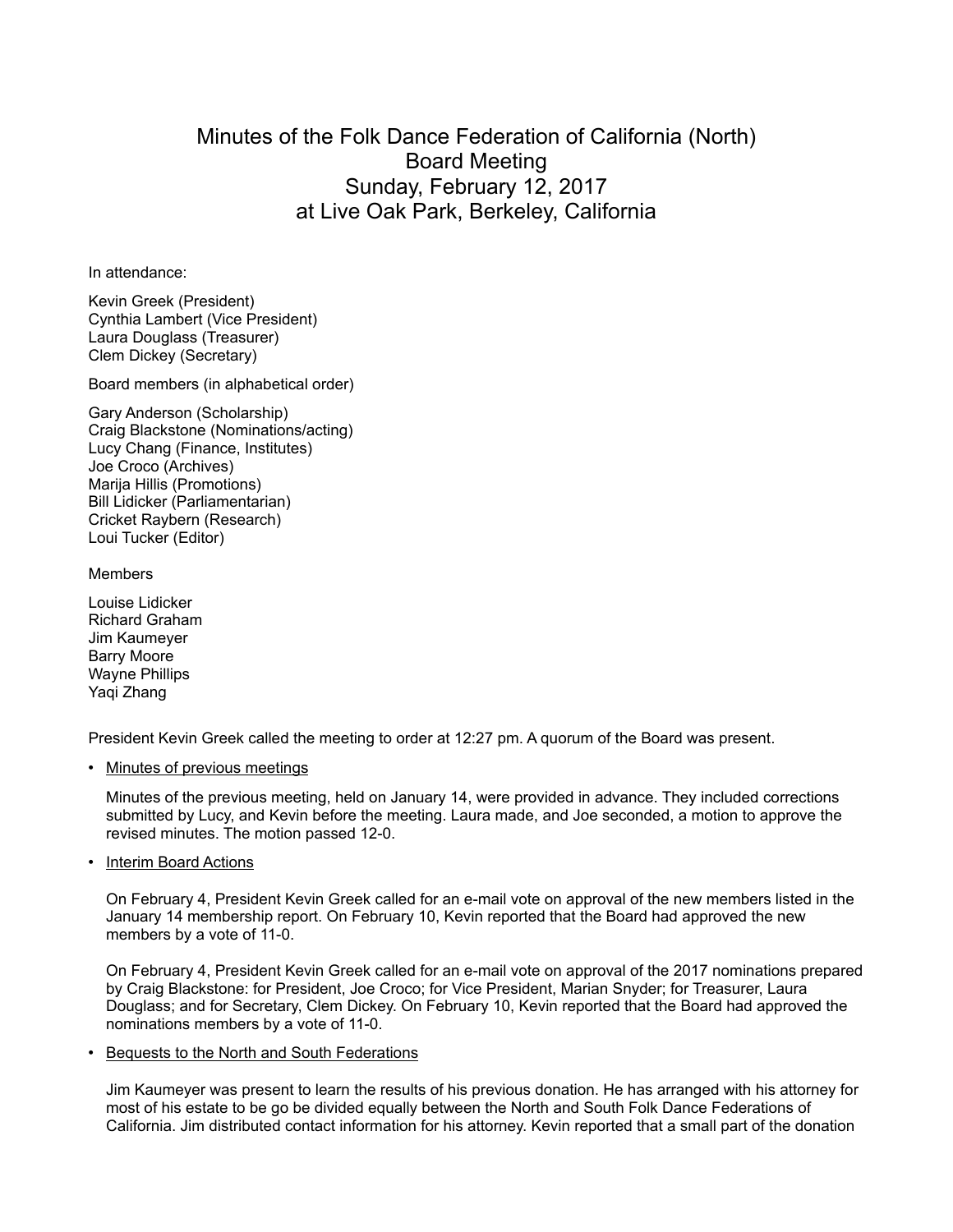# Minutes of the Folk Dance Federation of California (North) Board Meeting Sunday, February 12, 2017 at Live Oak Park, Berkeley, California

In attendance:

Kevin Greek (President)
Cynthia Lambert (Vice President)
Laura Douglass (Treasurer)
Clem Dickey (Secretary)

Board members (in alphabetical order)

Gary Anderson (Scholarship)
Craig Blackstone (Nominations/acting)
Lucy Chang (Finance, Institutes)
Joe Croco (Archives)
Marija Hillis (Promotions)
Bill Lidicker (Parliamentarian)
Cricket Raybern (Research)
Loui Tucker (Editor)

Members

Louise Lidicker
Richard Graham
Jim Kaumeyer
Barry Moore
Wayne Phillips
Yaqi Zhang

President Kevin Greek called the meeting to order at 12:27 pm. A quorum of the Board was present.

- Minutes of previous meetings

  Minutes of the previous meeting, held on January 14, were provided in advance. They included corrections submitted by Lucy, and Kevin before the meeting. Laura made, and Joe seconded, a motion to approve the revised minutes. The motion passed 12-0.

- Interim Board Actions

  On February 4, President Kevin Greek called for an e-mail vote on approval of the new members listed in the January 14 membership report. On February 10, Kevin reported that the Board had approved the new members by a vote of 11-0.

  On February 4, President Kevin Greek called for an e-mail vote on approval of the 2017 nominations prepared by Craig Blackstone: for President, Joe Croco; for Vice President, Marian Snyder; for Treasurer, Laura Douglass; and for Secretary, Clem Dickey. On February 10, Kevin reported that the Board had approved the nominations members by a vote of 11-0.

- Bequests to the North and South Federations

  Jim Kaumeyer was present to learn the results of his previous donation. He has arranged with his attorney for most of his estate to be go be divided equally between the North and South Folk Dance Federations of California. Jim distributed contact information for his attorney. Kevin reported that a small part of the donation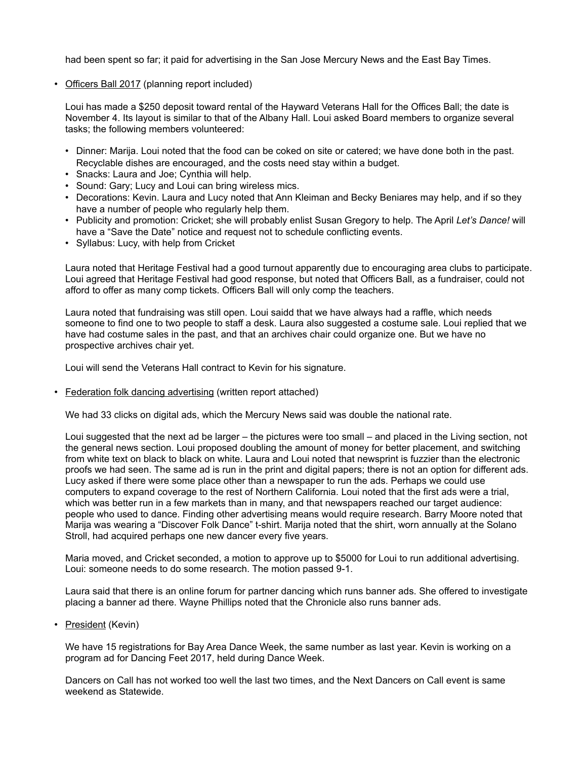had been spent so far; it paid for advertising in the San Jose Mercury News and the East Bay Times.

- Officers Ball 2017 (planning report included)

  Loui has made a $250 deposit toward rental of the Hayward Veterans Hall for the Offices Ball; the date is November 4. Its layout is similar to that of the Albany Hall. Loui asked Board members to organize several tasks; the following members volunteered:

  - Dinner: Marija. Loui noted that the food can be coked on site or catered; we have done both in the past. Recyclable dishes are encouraged, and the costs need stay within a budget.
  - Snacks: Laura and Joe; Cynthia will help.
  - Sound: Gary; Lucy and Loui can bring wireless mics.
  - Decorations: Kevin. Laura and Lucy noted that Ann Kleiman and Becky Beniares may help, and if so they have a number of people who regularly help them.
  - Publicity and promotion: Cricket; she will probably enlist Susan Gregory to help. The April *Let's Dance!* will have a "Save the Date" notice and request not to schedule conflicting events.
  - Syllabus: Lucy, with help from Cricket

  Laura noted that Heritage Festival had a good turnout apparently due to encouraging area clubs to participate. Loui agreed that Heritage Festival had good response, but noted that Officers Ball, as a fundraiser, could not afford to offer as many comp tickets. Officers Ball will only comp the teachers.

  Laura noted that fundraising was still open. Loui saidd that we have always had a raffle, which needs someone to find one to two people to staff a desk. Laura also suggested a costume sale. Loui replied that we have had costume sales in the past, and that an archives chair could organize one. But we have no prospective archives chair yet.

  Loui will send the Veterans Hall contract to Kevin for his signature.

- Federation folk dancing advertising (written report attached)

  We had 33 clicks on digital ads, which the Mercury News said was double the national rate.

  Loui suggested that the next ad be larger – the pictures were too small – and placed in the Living section, not the general news section. Loui proposed doubling the amount of money for better placement, and switching from white text on black to black on white. Laura and Loui noted that newsprint is fuzzier than the electronic proofs we had seen. The same ad is run in the print and digital papers; there is not an option for different ads. Lucy asked if there were some place other than a newspaper to run the ads. Perhaps we could use computers to expand coverage to the rest of Northern California. Loui noted that the first ads were a trial, which was better run in a few markets than in many, and that newspapers reached our target audience: people who used to dance. Finding other advertising means would require research. Barry Moore noted that Marija was wearing a "Discover Folk Dance" t-shirt. Marija noted that the shirt, worn annually at the Solano Stroll, had acquired perhaps one new dancer every five years.

  Maria moved, and Cricket seconded, a motion to approve up to $5000 for Loui to run additional advertising. Loui: someone needs to do some research. The motion passed 9-1.

  Laura said that there is an online forum for partner dancing which runs banner ads. She offered to investigate placing a banner ad there. Wayne Phillips noted that the Chronicle also runs banner ads.

- President (Kevin)

  We have 15 registrations for Bay Area Dance Week, the same number as last year. Kevin is working on a program ad for Dancing Feet 2017, held during Dance Week.

  Dancers on Call has not worked too well the last two times, and the Next Dancers on Call event is same weekend as Statewide.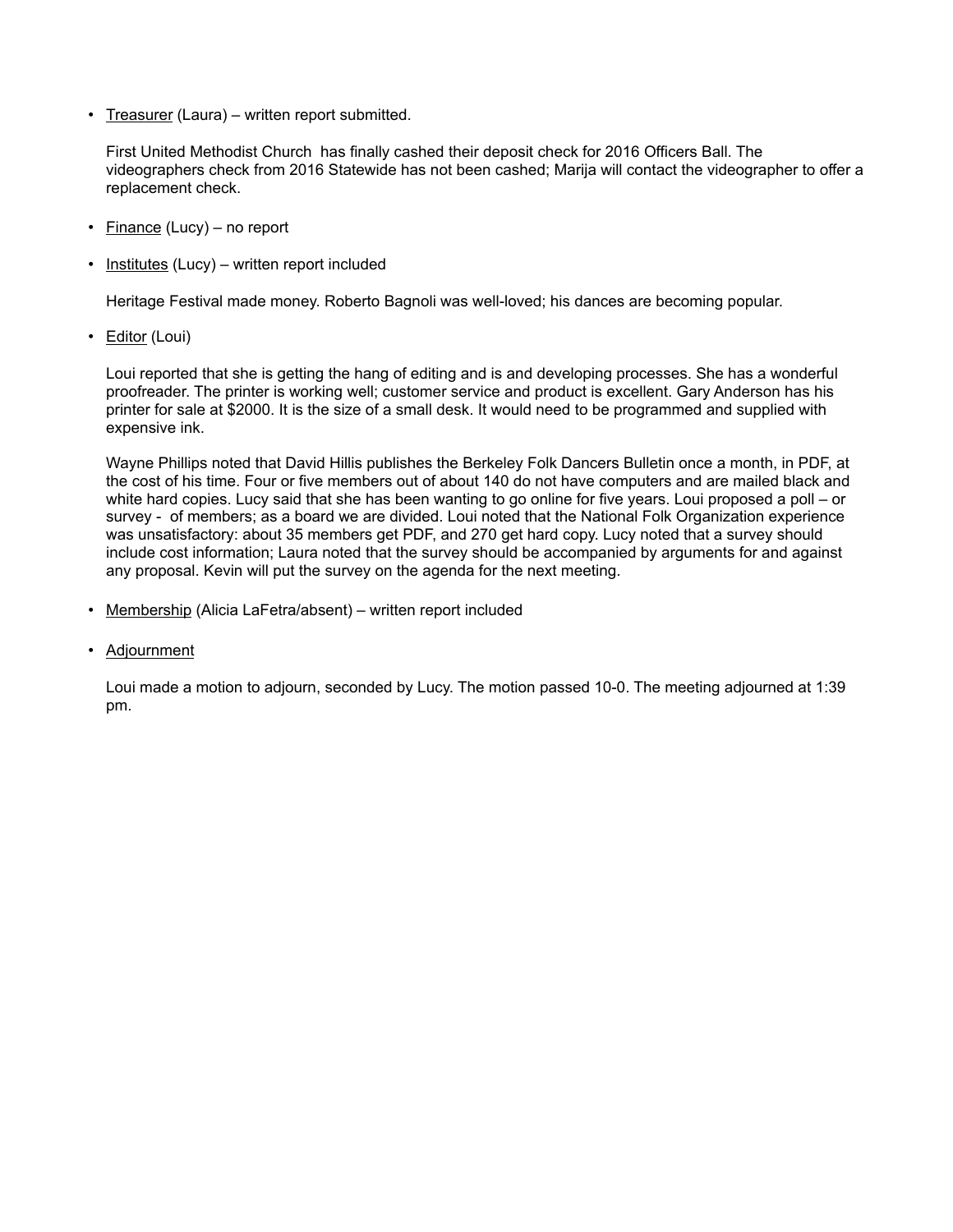- <u>Treasurer</u> (Laura) – written report submitted.

  First United Methodist Church  has finally cashed their deposit check for 2016 Officers Ball. The videographers check from 2016 Statewide has not been cashed; Marija will contact the videographer to offer a replacement check.

- <u>Finance</u> (Lucy) – no report

- <u>Institutes</u> (Lucy) – written report included

  Heritage Festival made money. Roberto Bagnoli was well-loved; his dances are becoming popular.

- <u>Editor</u> (Loui)

  Loui reported that she is getting the hang of editing and is and developing processes. She has a wonderful proofreader. The printer is working well; customer service and product is excellent. Gary Anderson has his printer for sale at $2000. It is the size of a small desk. It would need to be programmed and supplied with expensive ink.

  Wayne Phillips noted that David Hillis publishes the Berkeley Folk Dancers Bulletin once a month, in PDF, at the cost of his time. Four or five members out of about 140 do not have computers and are mailed black and white hard copies. Lucy said that she has been wanting to go online for five years. Loui proposed a poll – or survey -  of members; as a board we are divided. Loui noted that the National Folk Organization experience was unsatisfactory: about 35 members get PDF, and 270 get hard copy. Lucy noted that a survey should include cost information; Laura noted that the survey should be accompanied by arguments for and against any proposal. Kevin will put the survey on the agenda for the next meeting.

- <u>Membership</u> (Alicia LaFetra/absent) – written report included

- <u>Adjournment</u>

  Loui made a motion to adjourn, seconded by Lucy. The motion passed 10-0. The meeting adjourned at 1:39 pm.